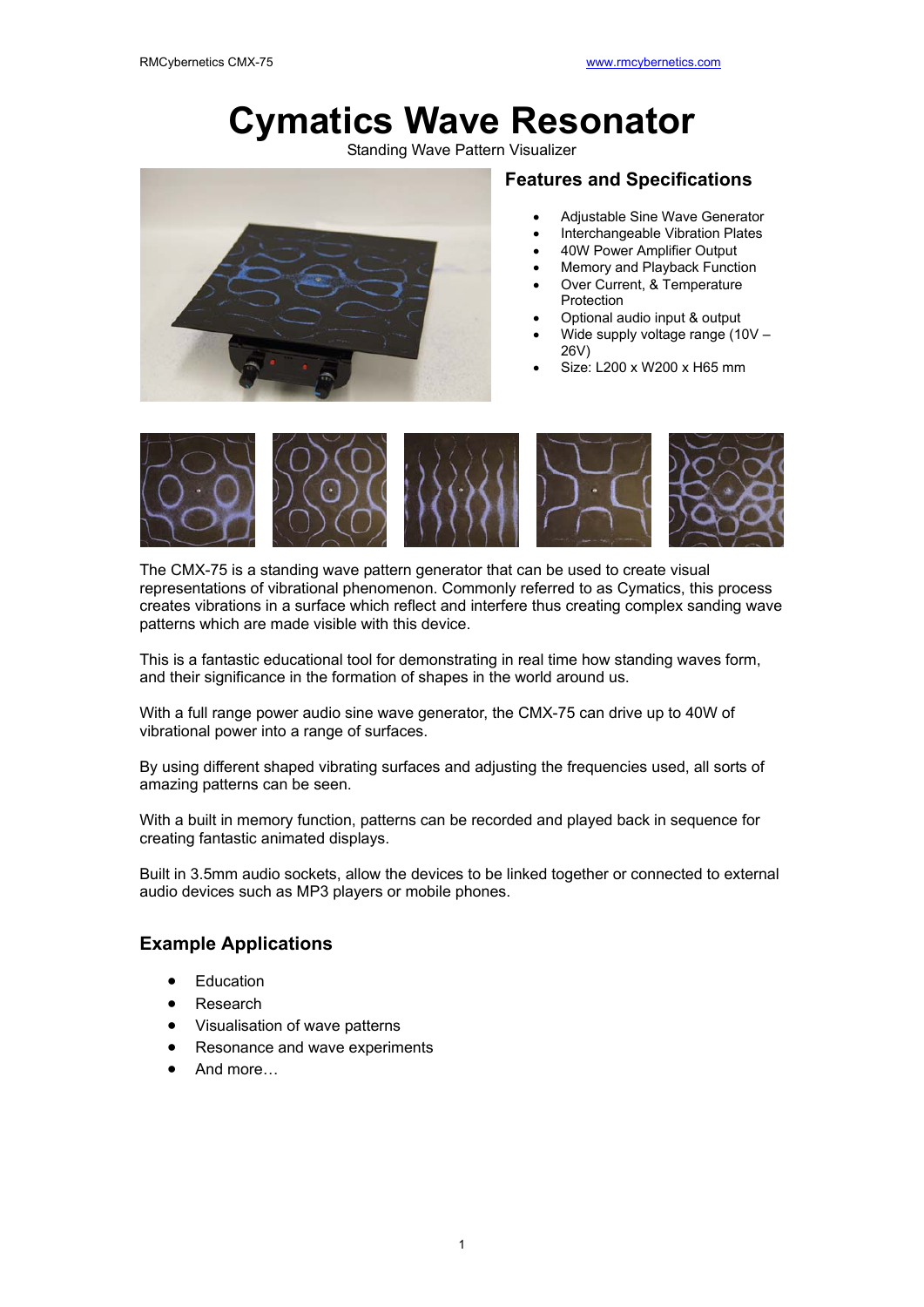# Cymatics Wave Resonator

Standing Wave Pattern Visualizer

## Features and Specifications

- Adjustable Sine Wave Generator
- Interchangeable Vibration Plates
- 40W Power Amplifier Output
- Memory and Playback Function
- Over Current, & Temperature Protection
- Optional audio input & output
- Wide supply voltage range (10V – 26V)
- Size: L200 x W200 x H65 mm

The CMX-75 is a standing wave pattern generator that can be used to create visual representations of vibrational phenomenon. Commonly referred to as Cymatics, this process creates vibrations in a surface which reflect and interfere thus creating complex sanding wave patterns which are made visible with this device.

This is a fantastic educational tool for demonstrating in real time how standing waves form, and their significance in the formation of shapes in the world around us.

With a full range power audio sine wave generator, the CMX-75 can drive up to 40W of vibrational power into a range of surfaces.

By using different shaped vibrating surfaces and adjusting the frequencies used, all sorts of amazing patterns can be seen.

With a built in memory function, patterns can be recorded and played back in sequence for creating fantastic animated displays.

Built in 3.5mm audio sockets, allow the devices to be linked together or connected to external audio devices such as MP3 players or mobile phones.

## Example Applications

- Education
- Research
- Visualisation of wave patterns
- Resonance and wave experiments
- And more…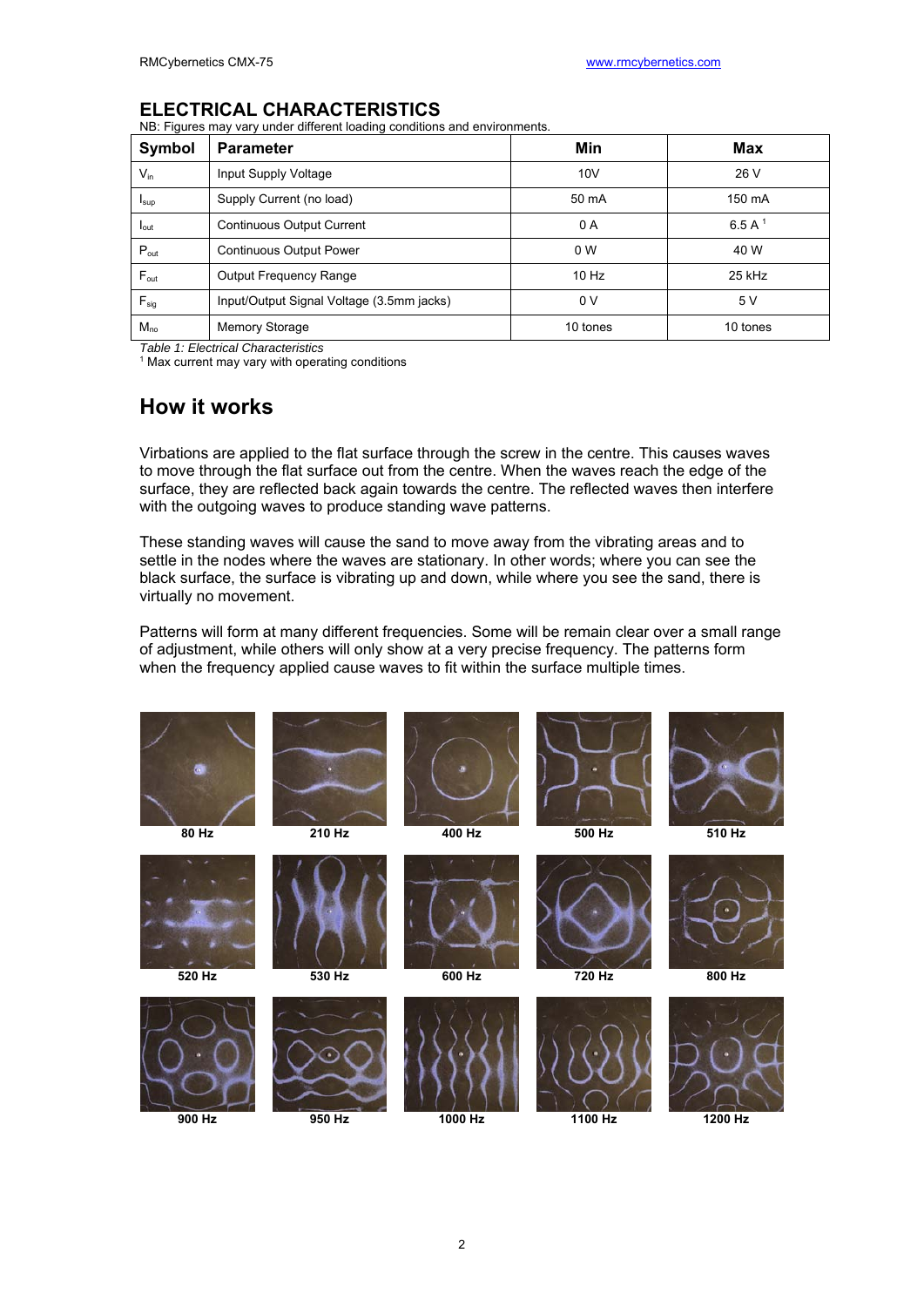## ELECTRICAL CHARACTERISTICS

NB: Figures may vary under different loading conditions and environments.

| Symbol | Parameter | Min | Max |
|---|---|---|---|
| $V_{in}$ | Input Supply Voltage | 10V | 26 V |
| $I_{sup}$ | Supply Current (no load) | 50 mA | 150 mA |
| $I_{out}$ | Continuous Output Current | 0 A | 6.5 A [1] |
| $P_{out}$ | Continuous Output Power | 0 W | 40 W |
| $F_{out}$ | Output Frequency Range | 10 Hz | 25 kHz |
| $F_{sig}$ | Input/Output Signal Voltage (3.5mm jacks) | 0 V | 5 V |
| $M_{no}$ | Memory Storage | 10 tones | 10 tones |

*Table 1: Electrical Characteristics*

[1] Max current may vary with operating conditions

## How it works

Virbations are applied to the flat surface through the screw in the centre. This causes waves to move through the flat surface out from the centre. When the waves reach the edge of the surface, they are reflected back again towards the centre. The reflected waves then interfere with the outgoing waves to produce standing wave patterns.

These standing waves will cause the sand to move away from the vibrating areas and to settle in the nodes where the waves are stationary. In other words; where you can see the black surface, the surface is vibrating up and down, while where you see the sand, there is virtually no movement.

Patterns will form at many different frequencies. Some will be remain clear over a small range of adjustment, while others will only show at a very precise frequency. The patterns form when the frequency applied cause waves to fit within the surface multiple times.

80 Hz | 210 Hz | 400 Hz | 500 Hz | 510 Hz

520 Hz | 530 Hz | 600 Hz | 720 Hz | 800 Hz

900 Hz | 950 Hz | 1000 Hz | 1100 Hz | 1200 Hz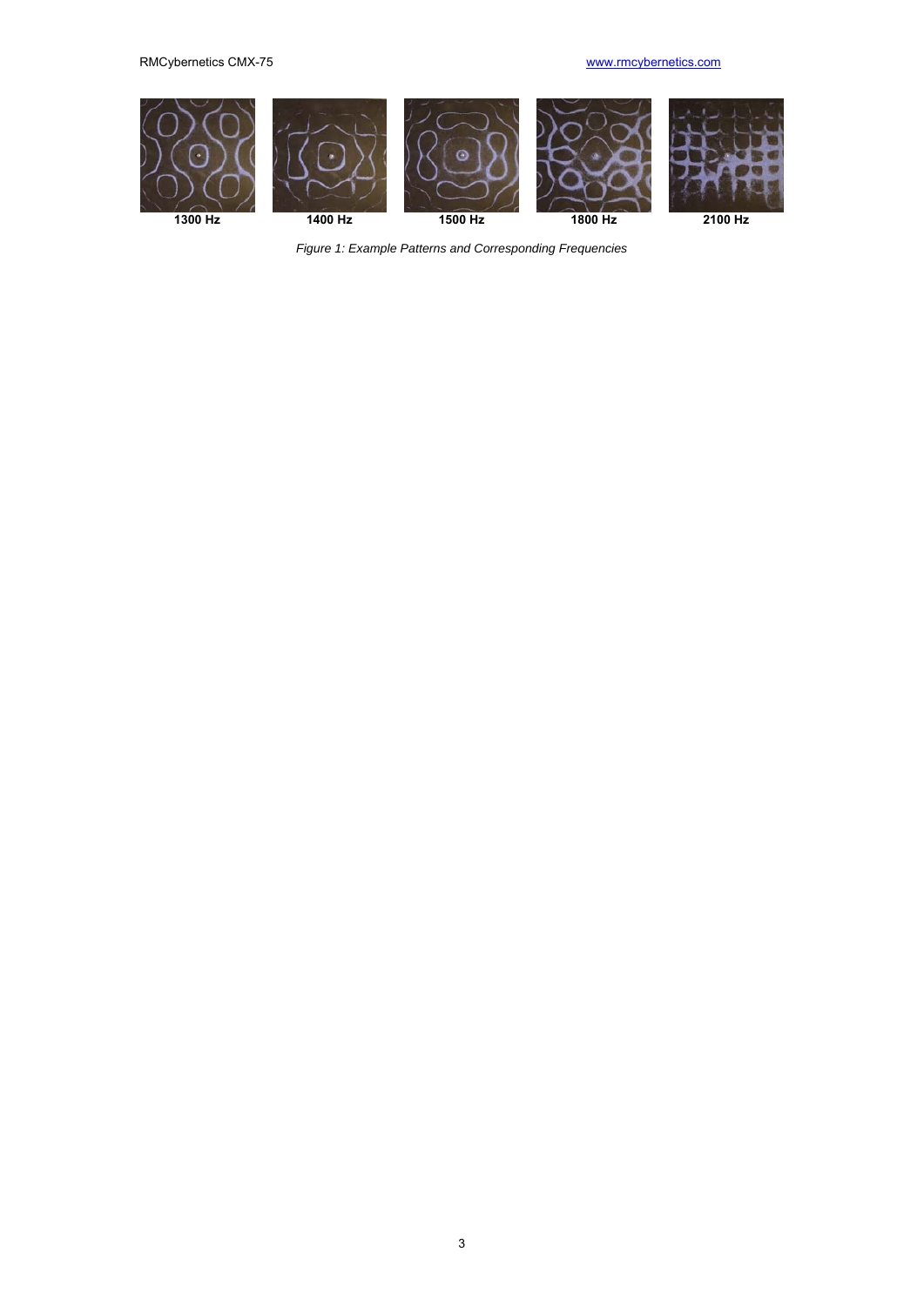1300 Hz | 1400 Hz | 1500 Hz | 1800 Hz | 2100 Hz

*Figure 1: Example Patterns and Corresponding Frequencies*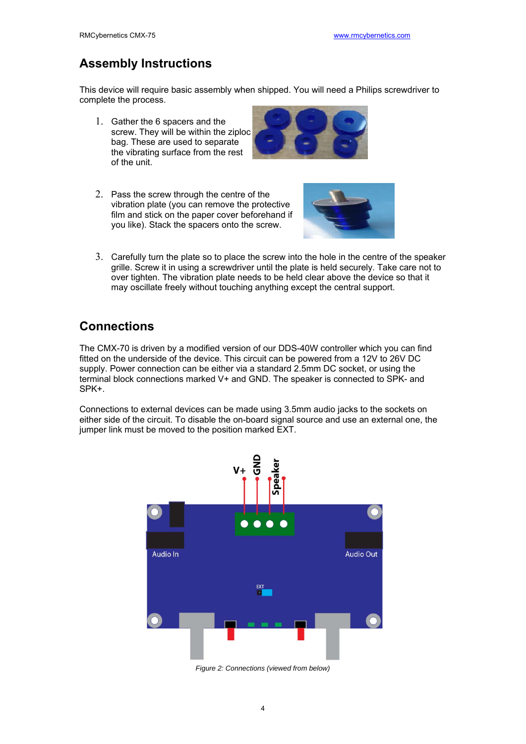## Assembly Instructions

This device will require basic assembly when shipped. You will need a Philips screwdriver to complete the process.

1. Gather the 6 spacers and the screw. They will be within the ziploc bag. These are used to separate the vibrating surface from the rest of the unit.

2. Pass the screw through the centre of the vibration plate (you can remove the protective film and stick on the paper cover beforehand if you like). Stack the spacers onto the screw.

3. Carefully turn the plate so to place the screw into the hole in the centre of the speaker grille. Screw it in using a screwdriver until the plate is held securely. Take care not to over tighten. The vibration plate needs to be held clear above the device so that it may oscillate freely without touching anything except the central support.

## Connections

The CMX-70 is driven by a modified version of our DDS-40W controller which you can find fitted on the underside of the device. This circuit can be powered from a 12V to 26V DC supply. Power connection can be either via a standard 2.5mm DC socket, or using the terminal block connections marked V+ and GND. The speaker is connected to SPK- and SPK+.

Connections to external devices can be made using 3.5mm audio jacks to the sockets on either side of the circuit. To disable the on-board signal source and use an external one, the jumper link must be moved to the position marked EXT.

*Figure 2: Connections (viewed from below)*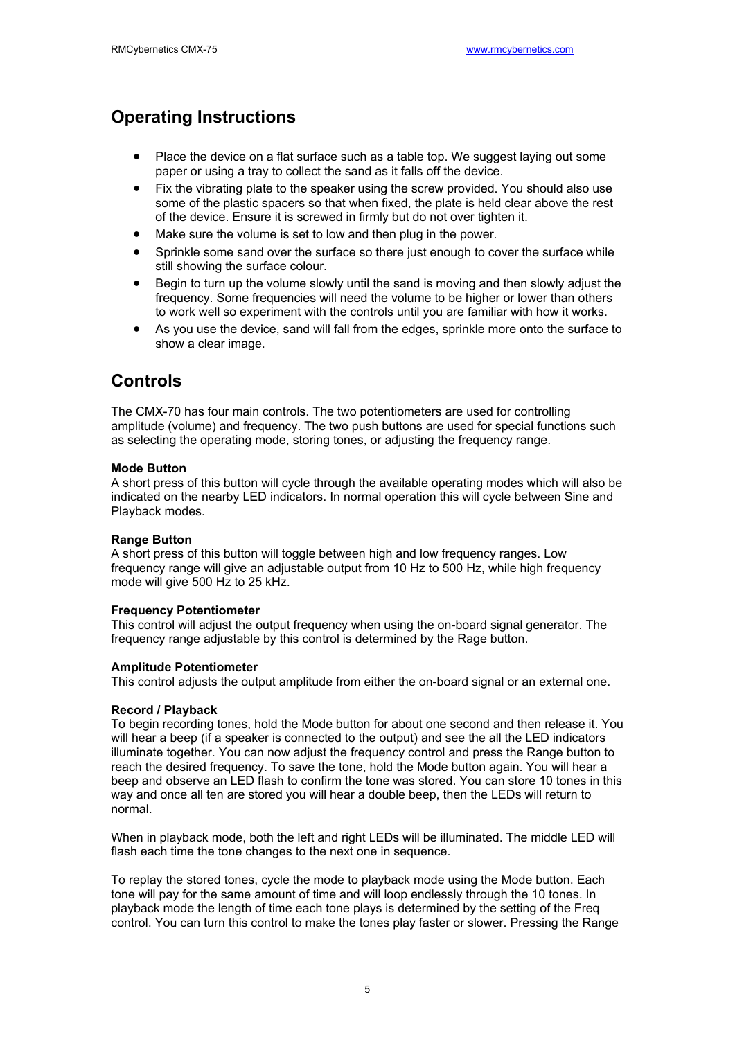## Operating Instructions

- Place the device on a flat surface such as a table top. We suggest laying out some paper or using a tray to collect the sand as it falls off the device.
- Fix the vibrating plate to the speaker using the screw provided. You should also use some of the plastic spacers so that when fixed, the plate is held clear above the rest of the device. Ensure it is screwed in firmly but do not over tighten it.
- Make sure the volume is set to low and then plug in the power.
- Sprinkle some sand over the surface so there just enough to cover the surface while still showing the surface colour.
- Begin to turn up the volume slowly until the sand is moving and then slowly adjust the frequency. Some frequencies will need the volume to be higher or lower than others to work well so experiment with the controls until you are familiar with how it works.
- As you use the device, sand will fall from the edges, sprinkle more onto the surface to show a clear image.

## Controls

The CMX-70 has four main controls. The two potentiometers are used for controlling amplitude (volume) and frequency. The two push buttons are used for special functions such as selecting the operating mode, storing tones, or adjusting the frequency range.

**Mode Button**
A short press of this button will cycle through the available operating modes which will also be indicated on the nearby LED indicators. In normal operation this will cycle between Sine and Playback modes.

**Range Button**
A short press of this button will toggle between high and low frequency ranges. Low frequency range will give an adjustable output from 10 Hz to 500 Hz, while high frequency mode will give 500 Hz to 25 kHz.

**Frequency Potentiometer**
This control will adjust the output frequency when using the on-board signal generator. The frequency range adjustable by this control is determined by the Rage button.

**Amplitude Potentiometer**
This control adjusts the output amplitude from either the on-board signal or an external one.

**Record / Playback**
To begin recording tones, hold the Mode button for about one second and then release it. You will hear a beep (if a speaker is connected to the output) and see the all the LED indicators illuminate together. You can now adjust the frequency control and press the Range button to reach the desired frequency. To save the tone, hold the Mode button again. You will hear a beep and observe an LED flash to confirm the tone was stored. You can store 10 tones in this way and once all ten are stored you will hear a double beep, then the LEDs will return to normal.

When in playback mode, both the left and right LEDs will be illuminated. The middle LED will flash each time the tone changes to the next one in sequence.

To replay the stored tones, cycle the mode to playback mode using the Mode button. Each tone will pay for the same amount of time and will loop endlessly through the 10 tones. In playback mode the length of time each tone plays is determined by the setting of the Freq control. You can turn this control to make the tones play faster or slower. Pressing the Range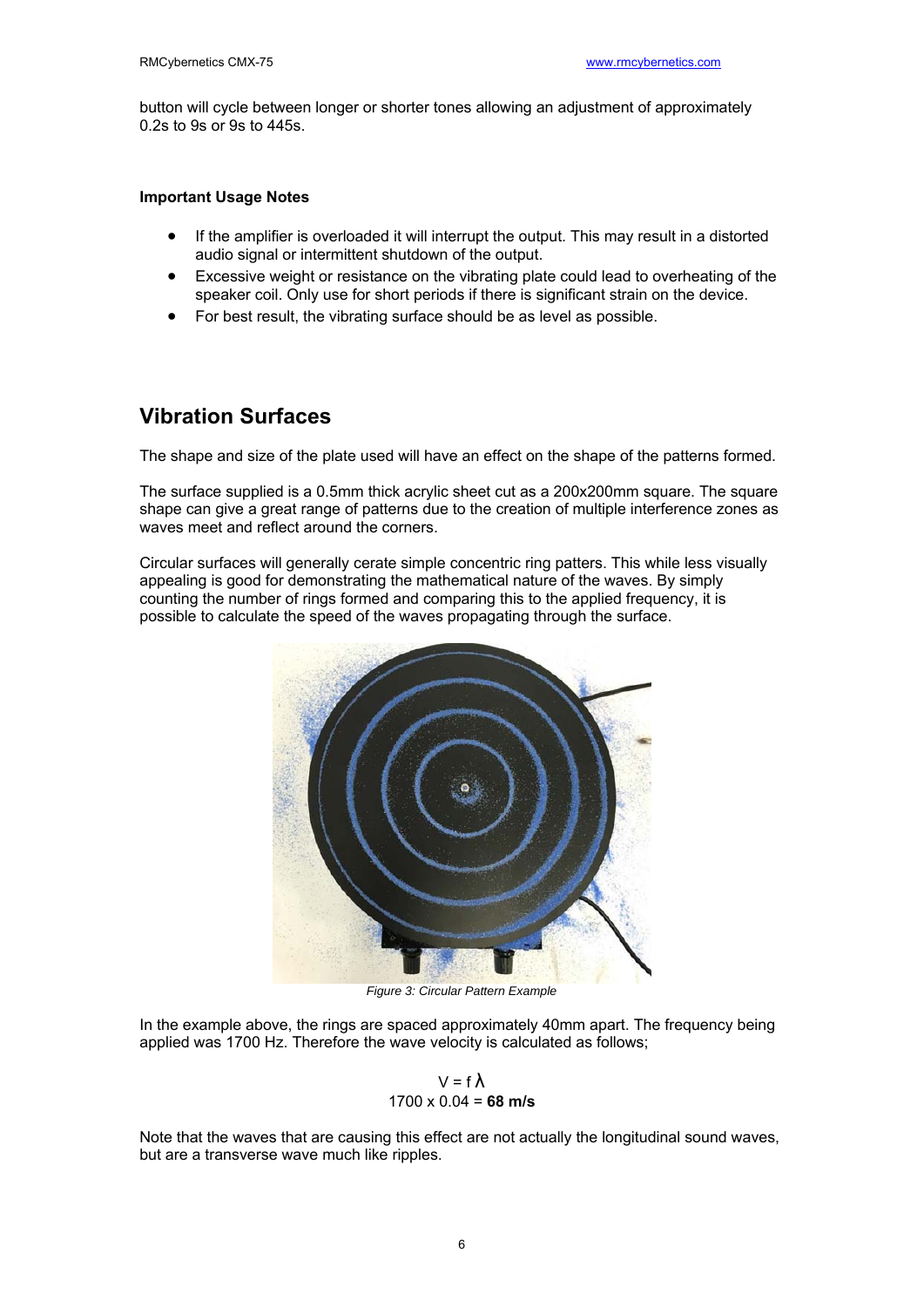button will cycle between longer or shorter tones allowing an adjustment of approximately 0.2s to 9s or 9s to 445s.

**Important Usage Notes**

- If the amplifier is overloaded it will interrupt the output. This may result in a distorted audio signal or intermittent shutdown of the output.
- Excessive weight or resistance on the vibrating plate could lead to overheating of the speaker coil. Only use for short periods if there is significant strain on the device.
- For best result, the vibrating surface should be as level as possible.

## Vibration Surfaces

The shape and size of the plate used will have an effect on the shape of the patterns formed.

The surface supplied is a 0.5mm thick acrylic sheet cut as a 200x200mm square. The square shape can give a great range of patterns due to the creation of multiple interference zones as waves meet and reflect around the corners.

Circular surfaces will generally cerate simple concentric ring patters. This while less visually appealing is good for demonstrating the mathematical nature of the waves. By simply counting the number of rings formed and comparing this to the applied frequency, it is possible to calculate the speed of the waves propagating through the surface.

*Figure 3: Circular Pattern Example*

In the example above, the rings are spaced approximately 40mm apart. The frequency being applied was 1700 Hz. Therefore the wave velocity is calculated as follows;

$$V = f\lambda$$

$$1700 \times 0.04 = \mathbf{68\ m/s}$$

Note that the waves that are causing this effect are not actually the longitudinal sound waves, but are a transverse wave much like ripples.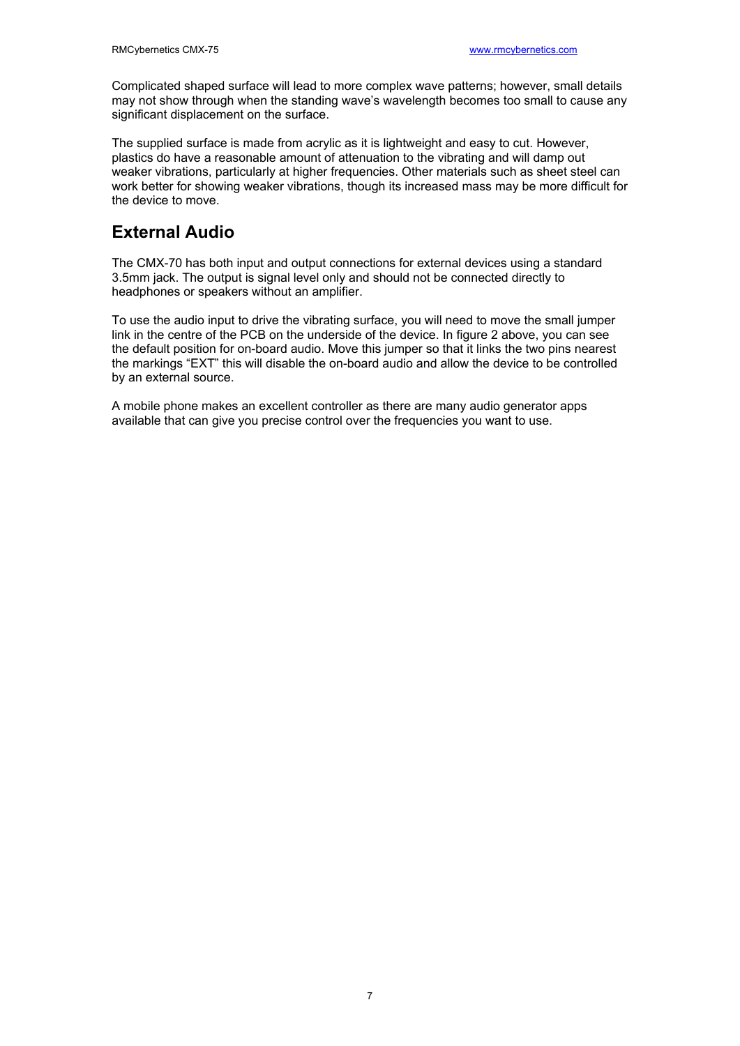Complicated shaped surface will lead to more complex wave patterns; however, small details may not show through when the standing wave's wavelength becomes too small to cause any significant displacement on the surface.

The supplied surface is made from acrylic as it is lightweight and easy to cut. However, plastics do have a reasonable amount of attenuation to the vibrating and will damp out weaker vibrations, particularly at higher frequencies. Other materials such as sheet steel can work better for showing weaker vibrations, though its increased mass may be more difficult for the device to move.

## External Audio

The CMX-70 has both input and output connections for external devices using a standard 3.5mm jack. The output is signal level only and should not be connected directly to headphones or speakers without an amplifier.

To use the audio input to drive the vibrating surface, you will need to move the small jumper link in the centre of the PCB on the underside of the device. In figure 2 above, you can see the default position for on-board audio. Move this jumper so that it links the two pins nearest the markings "EXT" this will disable the on-board audio and allow the device to be controlled by an external source.

A mobile phone makes an excellent controller as there are many audio generator apps available that can give you precise control over the frequencies you want to use.